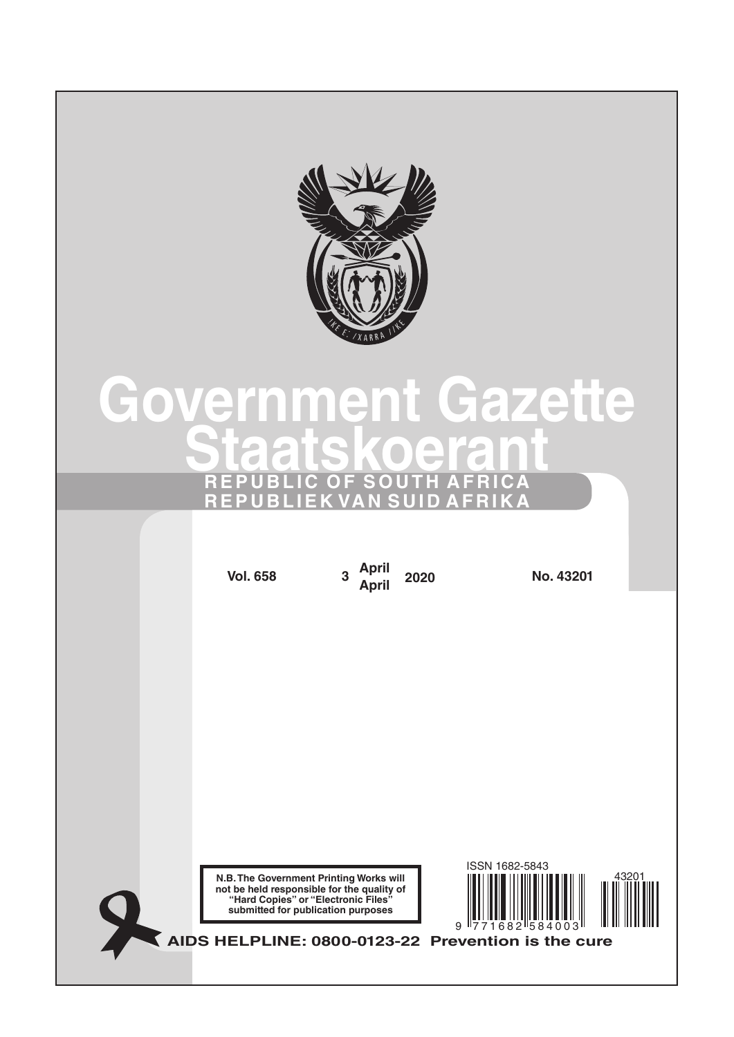# Government Gazette
# Staatskoerant

**REPUBLIC OF SOUTH AFRICA**
**REPUBLIEK VAN SUID AFRIKA**

**Vol. 658** | **3 April April 2020** | **No. 43201**

ISSN 1682-5843

**N.B. The Government Printing Works will not be held responsible for the quality of "Hard Copies" or "Electronic Files" submitted for publication purposes**

**AIDS HELPLINE: 0800-0123-22 Prevention is the cure**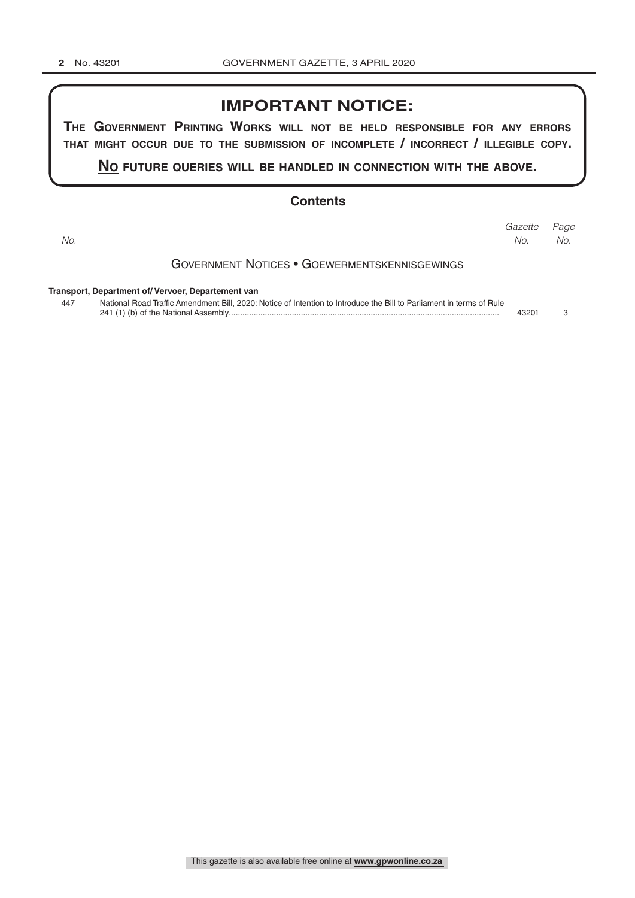# IMPORTANT NOTICE:

**THE GOVERNMENT PRINTING WORKS WILL NOT BE HELD RESPONSIBLE FOR ANY ERRORS THAT MIGHT OCCUR DUE TO THE SUBMISSION OF INCOMPLETE / INCORRECT / ILLEGIBLE COPY.**

**NO FUTURE QUERIES WILL BE HANDLED IN CONNECTION WITH THE ABOVE.**

## Contents

| *No.* | | *Gazette No.* | *Page No.* |
|---|---|---|---|
| | **GOVERNMENT NOTICES • GOEWERMENTSKENNISGEWINGS** | | |
| | **Transport, Department of/ Vervoer, Departement van** | | |
| 447 | National Road Traffic Amendment Bill, 2020: Notice of Intention to Introduce the Bill to Parliament in terms of Rule 241 (1) (b) of the National Assembly | 43201 | 3 |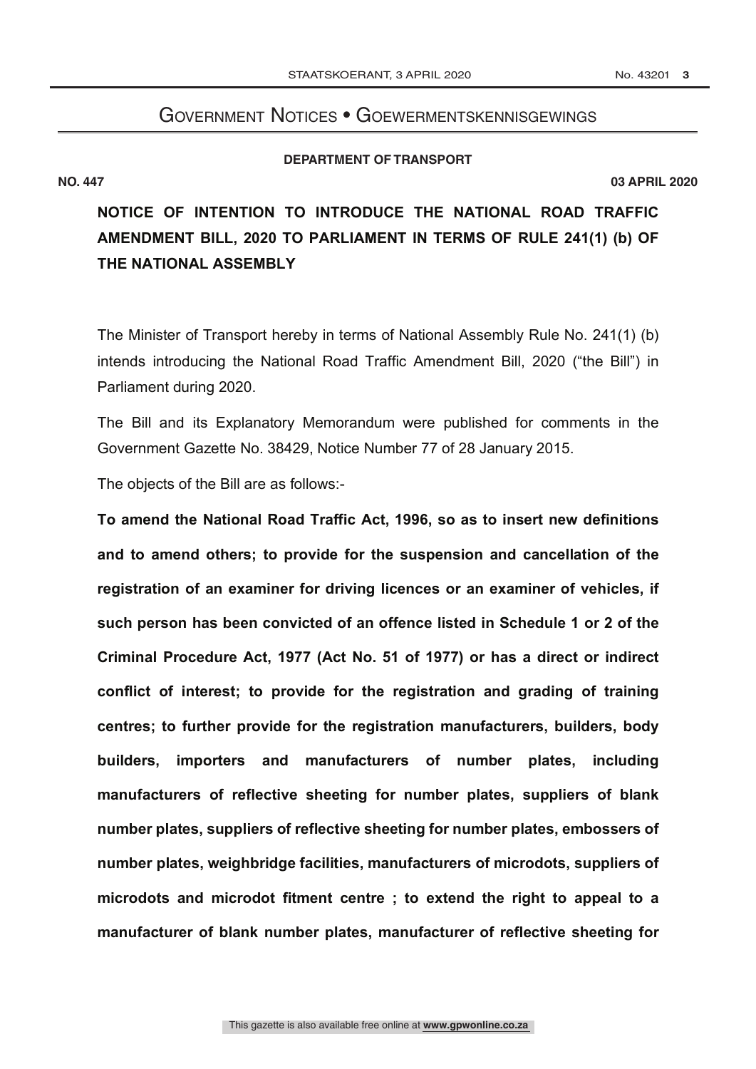# Government Notices • Goewermentskennisgewings

**DEPARTMENT OF TRANSPORT**

**NO. 447** **03 APRIL 2020**

## NOTICE OF INTENTION TO INTRODUCE THE NATIONAL ROAD TRAFFIC AMENDMENT BILL, 2020 TO PARLIAMENT IN TERMS OF RULE 241(1) (b) OF THE NATIONAL ASSEMBLY

The Minister of Transport hereby in terms of National Assembly Rule No. 241(1) (b) intends introducing the National Road Traffic Amendment Bill, 2020 ("the Bill") in Parliament during 2020.

The Bill and its Explanatory Memorandum were published for comments in the Government Gazette No. 38429, Notice Number 77 of 28 January 2015.

The objects of the Bill are as follows:-

**To amend the National Road Traffic Act, 1996, so as to insert new definitions and to amend others; to provide for the suspension and cancellation of the registration of an examiner for driving licences or an examiner of vehicles, if such person has been convicted of an offence listed in Schedule 1 or 2 of the Criminal Procedure Act, 1977 (Act No. 51 of 1977) or has a direct or indirect conflict of interest; to provide for the registration and grading of training centres; to further provide for the registration manufacturers, builders, body builders, importers and manufacturers of number plates, including manufacturers of reflective sheeting for number plates, suppliers of blank number plates, suppliers of reflective sheeting for number plates, embossers of number plates, weighbridge facilities, manufacturers of microdots, suppliers of microdots and microdot fitment centre ; to extend the right to appeal to a manufacturer of blank number plates, manufacturer of reflective sheeting for**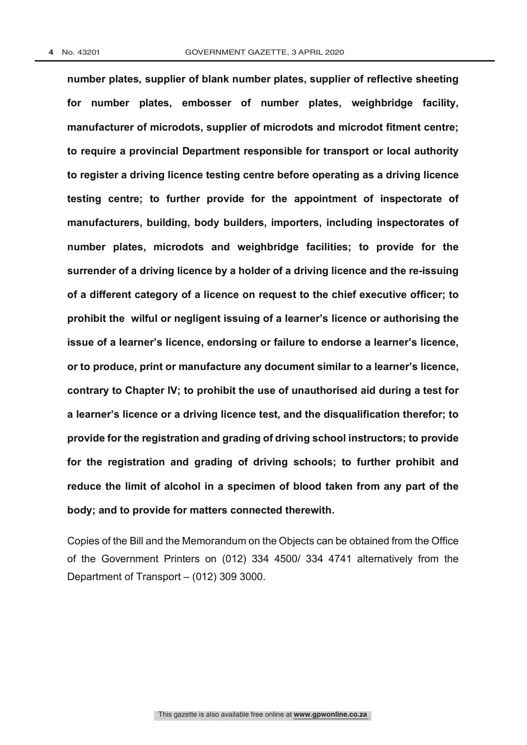**number plates, supplier of blank number plates, supplier of reflective sheeting for number plates, embosser of number plates, weighbridge facility, manufacturer of microdots, supplier of microdots and microdot fitment centre; to require a provincial Department responsible for transport or local authority to register a driving licence testing centre before operating as a driving licence testing centre; to further provide for the appointment of inspectorate of manufacturers, building, body builders, importers, including inspectorates of number plates, microdots and weighbridge facilities; to provide for the surrender of a driving licence by a holder of a driving licence and the re-issuing of a different category of a licence on request to the chief executive officer; to prohibit the wilful or negligent issuing of a learner's licence or authorising the issue of a learner's licence, endorsing or failure to endorse a learner's licence, or to produce, print or manufacture any document similar to a learner's licence, contrary to Chapter IV; to prohibit the use of unauthorised aid during a test for a learner's licence or a driving licence test, and the disqualification therefor; to provide for the registration and grading of driving school instructors; to provide for the registration and grading of driving schools; to further prohibit and reduce the limit of alcohol in a specimen of blood taken from any part of the body; and to provide for matters connected therewith.**

Copies of the Bill and the Memorandum on the Objects can be obtained from the Office of the Government Printers on (012) 334 4500/ 334 4741 alternatively from the Department of Transport – (012) 309 3000.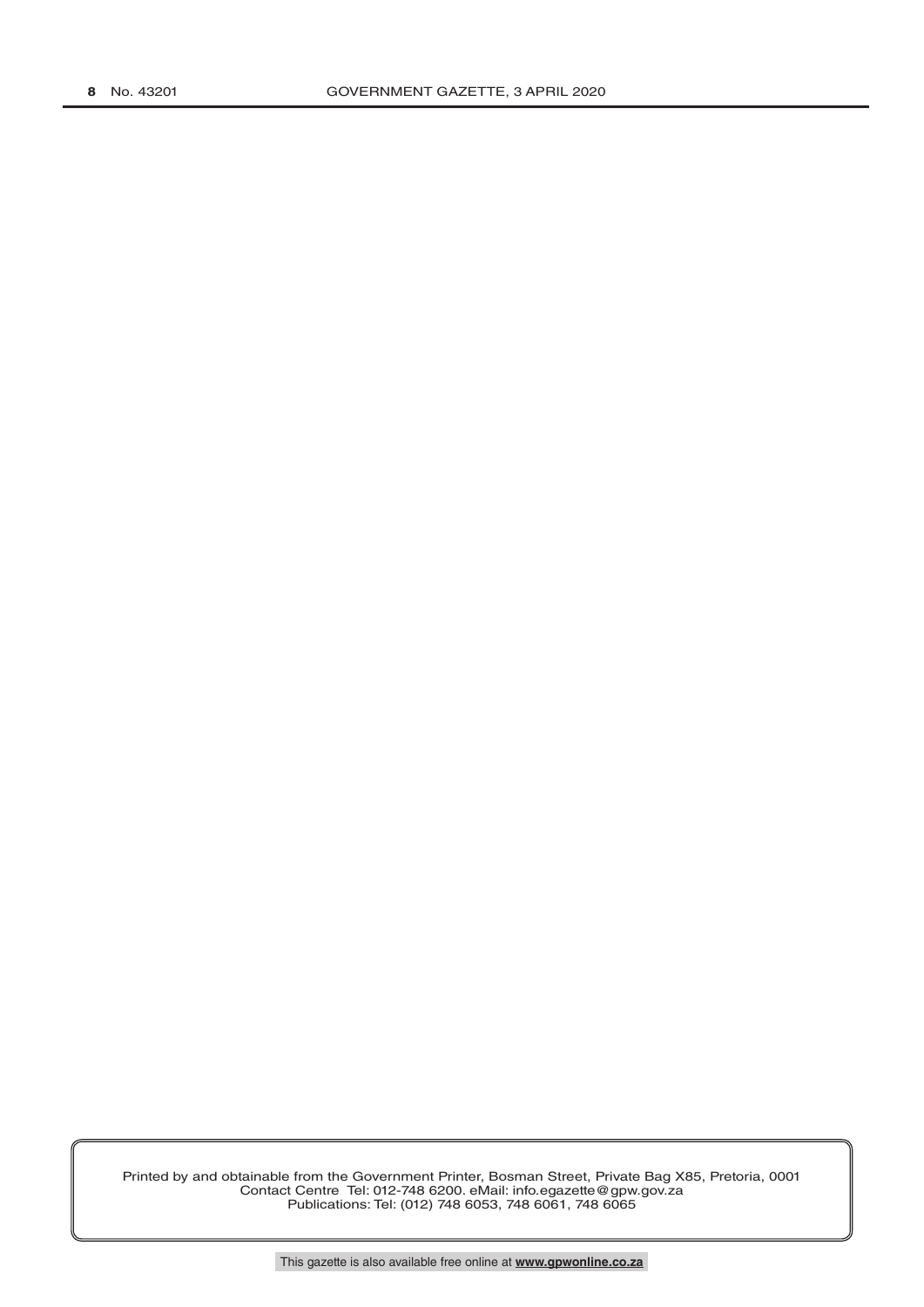Printed by and obtainable from the Government Printer, Bosman Street, Private Bag X85, Pretoria, 0001
Contact Centre Tel: 012-748 6200. eMail: info.egazette@gpw.gov.za
Publications: Tel: (012) 748 6053, 748 6061, 748 6065

This gazette is also available free online at **www.gpwonline.co.za**